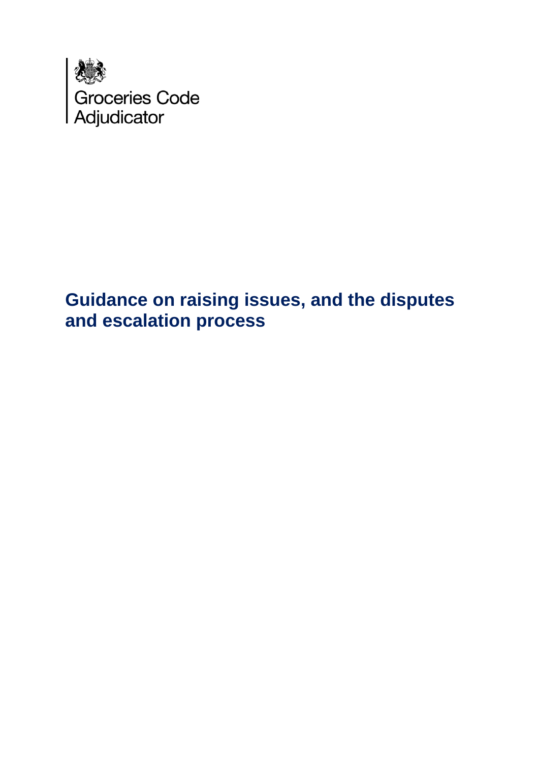Groceries Code Adjudicator

# Guidance on raising issues, and the disputes and escalation process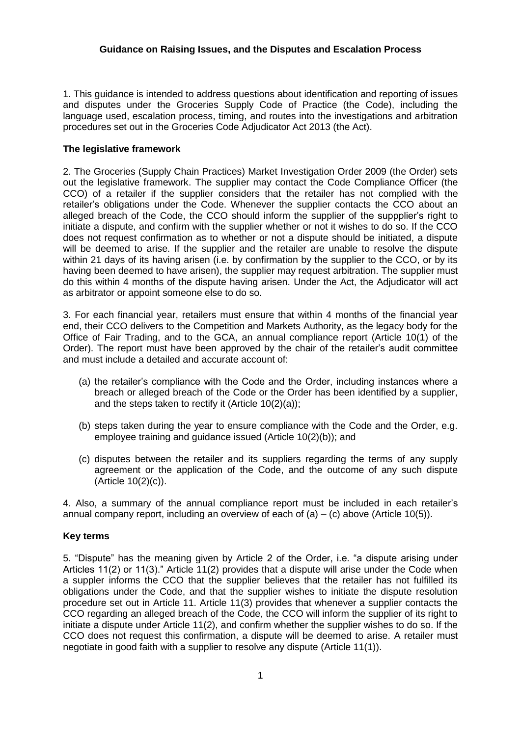**Guidance on Raising Issues, and the Disputes and Escalation Process**

1. This guidance is intended to address questions about identification and reporting of issues and disputes under the Groceries Supply Code of Practice (the Code), including the language used, escalation process, timing, and routes into the investigations and arbitration procedures set out in the Groceries Code Adjudicator Act 2013 (the Act).

**The legislative framework**

2. The Groceries (Supply Chain Practices) Market Investigation Order 2009 (the Order) sets out the legislative framework. The supplier may contact the Code Compliance Officer (the CCO) of a retailer if the supplier considers that the retailer has not complied with the retailer's obligations under the Code. Whenever the supplier contacts the CCO about an alleged breach of the Code, the CCO should inform the supplier of the suppplier's right to initiate a dispute, and confirm with the supplier whether or not it wishes to do so. If the CCO does not request confirmation as to whether or not a dispute should be initiated, a dispute will be deemed to arise. If the supplier and the retailer are unable to resolve the dispute within 21 days of its having arisen (i.e. by confirmation by the supplier to the CCO, or by its having been deemed to have arisen), the supplier may request arbitration. The supplier must do this within 4 months of the dispute having arisen. Under the Act, the Adjudicator will act as arbitrator or appoint someone else to do so.

3. For each financial year, retailers must ensure that within 4 months of the financial year end, their CCO delivers to the Competition and Markets Authority, as the legacy body for the Office of Fair Trading, and to the GCA, an annual compliance report (Article 10(1) of the Order). The report must have been approved by the chair of the retailer's audit committee and must include a detailed and accurate account of:

- (a) the retailer's compliance with the Code and the Order, including instances where a breach or alleged breach of the Code or the Order has been identified by a supplier, and the steps taken to rectify it (Article 10(2)(a));
- (b) steps taken during the year to ensure compliance with the Code and the Order, e.g. employee training and guidance issued (Article 10(2)(b)); and
- (c) disputes between the retailer and its suppliers regarding the terms of any supply agreement or the application of the Code, and the outcome of any such dispute (Article 10(2)(c)).

4. Also, a summary of the annual compliance report must be included in each retailer's annual company report, including an overview of each of (a) – (c) above (Article 10(5)).

**Key terms**

5. "Dispute" has the meaning given by Article 2 of the Order, i.e. "a dispute arising under Articles 11(2) or 11(3)." Article 11(2) provides that a dispute will arise under the Code when a suppler informs the CCO that the supplier believes that the retailer has not fulfilled its obligations under the Code, and that the supplier wishes to initiate the dispute resolution procedure set out in Article 11. Article 11(3) provides that whenever a supplier contacts the CCO regarding an alleged breach of the Code, the CCO will inform the supplier of its right to initiate a dispute under Article 11(2), and confirm whether the supplier wishes to do so. If the CCO does not request this confirmation, a dispute will be deemed to arise. A retailer must negotiate in good faith with a supplier to resolve any dispute (Article 11(1)).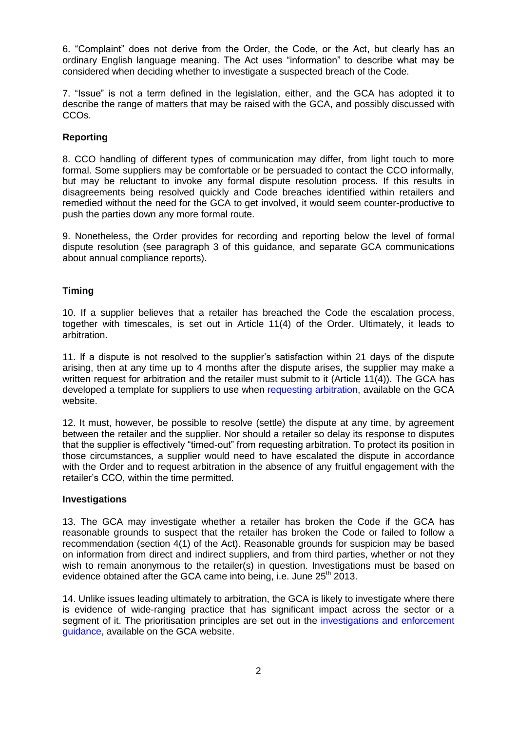6. “Complaint” does not derive from the Order, the Code, or the Act, but clearly has an ordinary English language meaning. The Act uses “information” to describe what may be considered when deciding whether to investigate a suspected breach of the Code.

7. “Issue” is not a term defined in the legislation, either, and the GCA has adopted it to describe the range of matters that may be raised with the GCA, and possibly discussed with CCOs.

### Reporting

8. CCO handling of different types of communication may differ, from light touch to more formal. Some suppliers may be comfortable or be persuaded to contact the CCO informally, but may be reluctant to invoke any formal dispute resolution process. If this results in disagreements being resolved quickly and Code breaches identified within retailers and remedied without the need for the GCA to get involved, it would seem counter-productive to push the parties down any more formal route.

9. Nonetheless, the Order provides for recording and reporting below the level of formal dispute resolution (see paragraph 3 of this guidance, and separate GCA communications about annual compliance reports).

### Timing

10. If a supplier believes that a retailer has breached the Code the escalation process, together with timescales, is set out in Article 11(4) of the Order. Ultimately, it leads to arbitration.

11. If a dispute is not resolved to the supplier’s satisfaction within 21 days of the dispute arising, then at any time up to 4 months after the dispute arises, the supplier may make a written request for arbitration and the retailer must submit to it (Article 11(4)). The GCA has developed a template for suppliers to use when requesting arbitration, available on the GCA website.

12. It must, however, be possible to resolve (settle) the dispute at any time, by agreement between the retailer and the supplier. Nor should a retailer so delay its response to disputes that the supplier is effectively “timed-out” from requesting arbitration. To protect its position in those circumstances, a supplier would need to have escalated the dispute in accordance with the Order and to request arbitration in the absence of any fruitful engagement with the retailer’s CCO, within the time permitted.

### Investigations

13. The GCA may investigate whether a retailer has broken the Code if the GCA has reasonable grounds to suspect that the retailer has broken the Code or failed to follow a recommendation (section 4(1) of the Act). Reasonable grounds for suspicion may be based on information from direct and indirect suppliers, and from third parties, whether or not they wish to remain anonymous to the retailer(s) in question. Investigations must be based on evidence obtained after the GCA came into being, i.e. June 25th 2013.

14. Unlike issues leading ultimately to arbitration, the GCA is likely to investigate where there is evidence of wide-ranging practice that has significant impact across the sector or a segment of it. The prioritisation principles are set out in the investigations and enforcement guidance, available on the GCA website.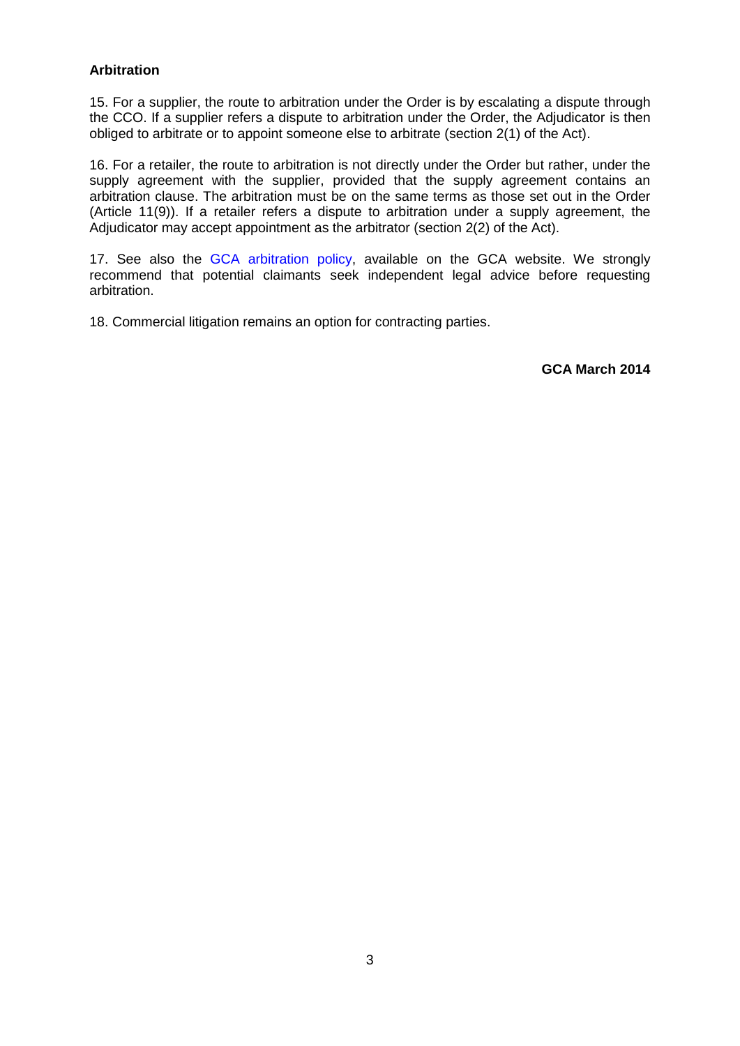**Arbitration**

15. For a supplier, the route to arbitration under the Order is by escalating a dispute through the CCO. If a supplier refers a dispute to arbitration under the Order, the Adjudicator is then obliged to arbitrate or to appoint someone else to arbitrate (section 2(1) of the Act).

16. For a retailer, the route to arbitration is not directly under the Order but rather, under the supply agreement with the supplier, provided that the supply agreement contains an arbitration clause. The arbitration must be on the same terms as those set out in the Order (Article 11(9)). If a retailer refers a dispute to arbitration under a supply agreement, the Adjudicator may accept appointment as the arbitrator (section 2(2) of the Act).

17. See also the GCA arbitration policy, available on the GCA website. We strongly recommend that potential claimants seek independent legal advice before requesting arbitration.

18. Commercial litigation remains an option for contracting parties.

**GCA March 2014**